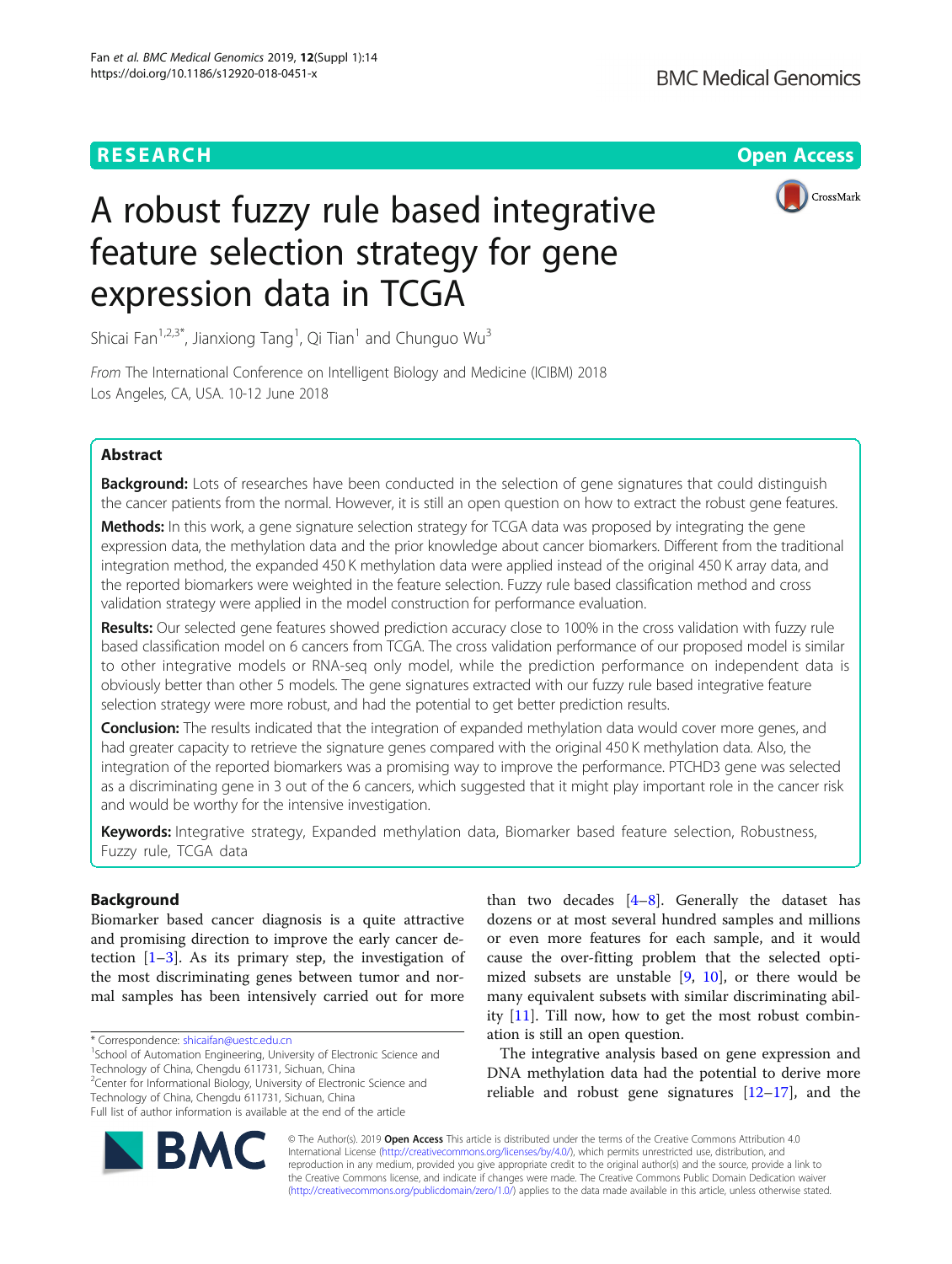RESEARCH

Open Access

# A robust fuzzy rule based integrative feature selection strategy for gene expression data in TCGA

Shicai Fan[1,2,3*], Jianxiong Tang[1], Qi Tian[1] and Chunguo Wu[3]

*From* The International Conference on Intelligent Biology and Medicine (ICIBM) 2018
Los Angeles, CA, USA. 10-12 June 2018

## Abstract

**Background:** Lots of researches have been conducted in the selection of gene signatures that could distinguish the cancer patients from the normal. However, it is still an open question on how to extract the robust gene features.

**Methods:** In this work, a gene signature selection strategy for TCGA data was proposed by integrating the gene expression data, the methylation data and the prior knowledge about cancer biomarkers. Different from the traditional integration method, the expanded 450 K methylation data were applied instead of the original 450 K array data, and the reported biomarkers were weighted in the feature selection. Fuzzy rule based classification method and cross validation strategy were applied in the model construction for performance evaluation.

**Results:** Our selected gene features showed prediction accuracy close to 100% in the cross validation with fuzzy rule based classification model on 6 cancers from TCGA. The cross validation performance of our proposed model is similar to other integrative models or RNA-seq only model, while the prediction performance on independent data is obviously better than other 5 models. The gene signatures extracted with our fuzzy rule based integrative feature selection strategy were more robust, and had the potential to get better prediction results.

**Conclusion:** The results indicated that the integration of expanded methylation data would cover more genes, and had greater capacity to retrieve the signature genes compared with the original 450 K methylation data. Also, the integration of the reported biomarkers was a promising way to improve the performance. PTCHD3 gene was selected as a discriminating gene in 3 out of the 6 cancers, which suggested that it might play important role in the cancer risk and would be worthy for the intensive investigation.

**Keywords:** Integrative strategy, Expanded methylation data, Biomarker based feature selection, Robustness, Fuzzy rule, TCGA data

## Background

Biomarker based cancer diagnosis is a quite attractive and promising direction to improve the early cancer detection [1–3]. As its primary step, the investigation of the most discriminating genes between tumor and normal samples has been intensively carried out for more than two decades [4–8]. Generally the dataset has dozens or at most several hundred samples and millions or even more features for each sample, and it would cause the over-fitting problem that the selected optimized subsets are unstable [9, 10], or there would be many equivalent subsets with similar discriminating ability [11]. Till now, how to get the most robust combination is still an open question.

The integrative analysis based on gene expression and DNA methylation data had the potential to derive more reliable and robust gene signatures [12–17], and the

\* Correspondence: shicaifan@uestc.edu.cn
[1]School of Automation Engineering, University of Electronic Science and Technology of China, Chengdu 611731, Sichuan, China
[2]Center for Informational Biology, University of Electronic Science and Technology of China, Chengdu 611731, Sichuan, China
Full list of author information is available at the end of the article

© The Author(s). 2019 **Open Access** This article is distributed under the terms of the Creative Commons Attribution 4.0 International License (http://creativecommons.org/licenses/by/4.0/), which permits unrestricted use, distribution, and reproduction in any medium, provided you give appropriate credit to the original author(s) and the source, provide a link to the Creative Commons license, and indicate if changes were made. The Creative Commons Public Domain Dedication waiver (http://creativecommons.org/publicdomain/zero/1.0/) applies to the data made available in this article, unless otherwise stated.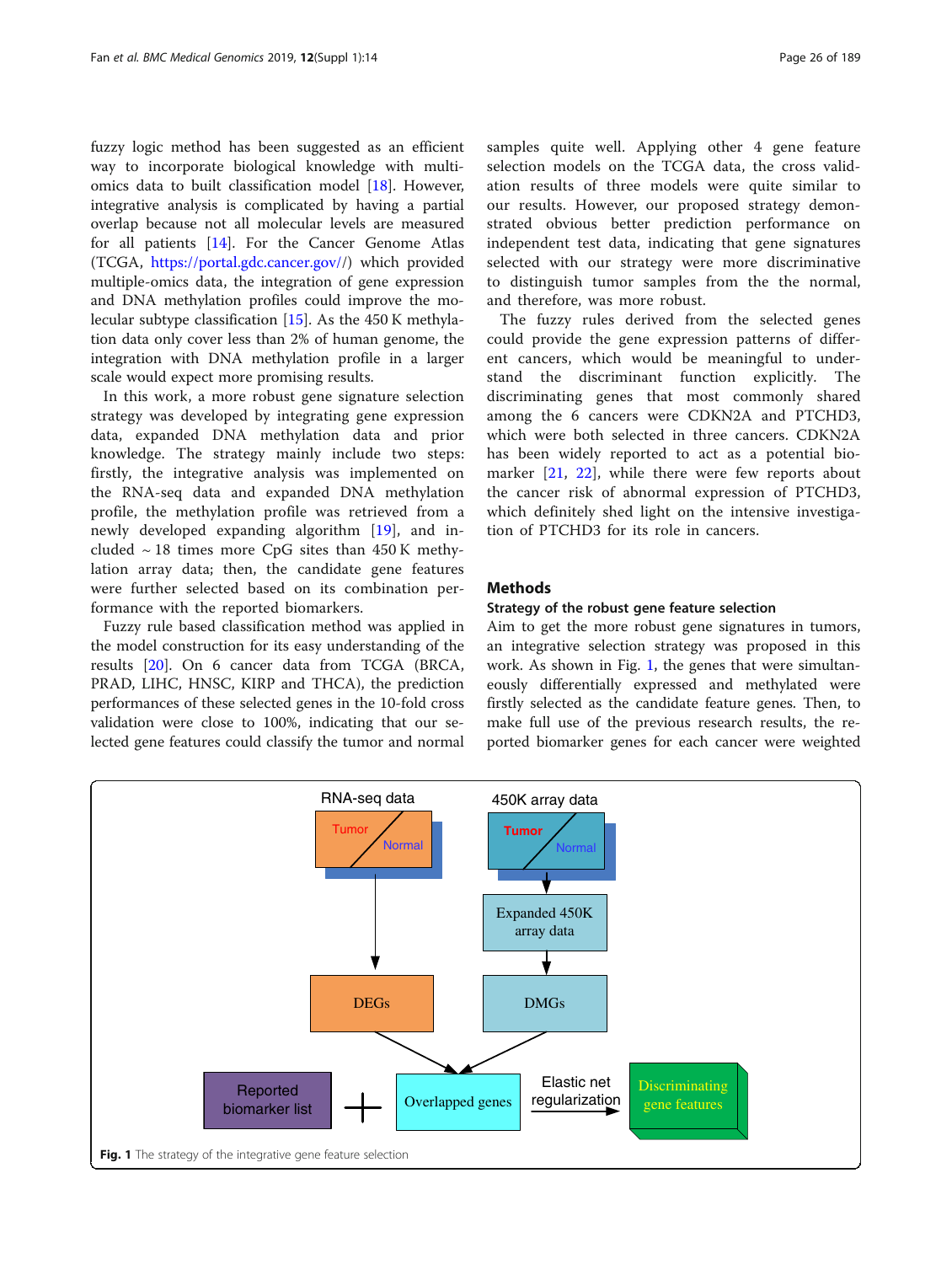fuzzy logic method has been suggested as an efficient way to incorporate biological knowledge with multi-omics data to built classification model [18]. However, integrative analysis is complicated by having a partial overlap because not all molecular levels are measured for all patients [14]. For the Cancer Genome Atlas (TCGA, https://portal.gdc.cancer.gov//) which provided multiple-omics data, the integration of gene expression and DNA methylation profiles could improve the molecular subtype classification [15]. As the 450 K methylation data only cover less than 2% of human genome, the integration with DNA methylation profile in a larger scale would expect more promising results.

In this work, a more robust gene signature selection strategy was developed by integrating gene expression data, expanded DNA methylation data and prior knowledge. The strategy mainly include two steps: firstly, the integrative analysis was implemented on the RNA-seq data and expanded DNA methylation profile, the methylation profile was retrieved from a newly developed expanding algorithm [19], and included ~ 18 times more CpG sites than 450 K methylation array data; then, the candidate gene features were further selected based on its combination performance with the reported biomarkers.

Fuzzy rule based classification method was applied in the model construction for its easy understanding of the results [20]. On 6 cancer data from TCGA (BRCA, PRAD, LIHC, HNSC, KIRP and THCA), the prediction performances of these selected genes in the 10-fold cross validation were close to 100%, indicating that our selected gene features could classify the tumor and normal samples quite well. Applying other 4 gene feature selection models on the TCGA data, the cross validation results of three models were quite similar to our results. However, our proposed strategy demonstrated obvious better prediction performance on independent test data, indicating that gene signatures selected with our strategy were more discriminative to distinguish tumor samples from the the normal, and therefore, was more robust.

The fuzzy rules derived from the selected genes could provide the gene expression patterns of different cancers, which would be meaningful to understand the discriminant function explicitly. The discriminating genes that most commonly shared among the 6 cancers were CDKN2A and PTCHD3, which were both selected in three cancers. CDKN2A has been widely reported to act as a potential biomarker [21, 22], while there were few reports about the cancer risk of abnormal expression of PTCHD3, which definitely shed light on the intensive investigation of PTCHD3 for its role in cancers.

## Methods

### Strategy of the robust gene feature selection

Aim to get the more robust gene signatures in tumors, an integrative selection strategy was proposed in this work. As shown in Fig. 1, the genes that were simultaneously differentially expressed and methylated were firstly selected as the candidate feature genes. Then, to make full use of the previous research results, the reported biomarker genes for each cancer were weighted

**Fig. 1** The strategy of the integrative gene feature selection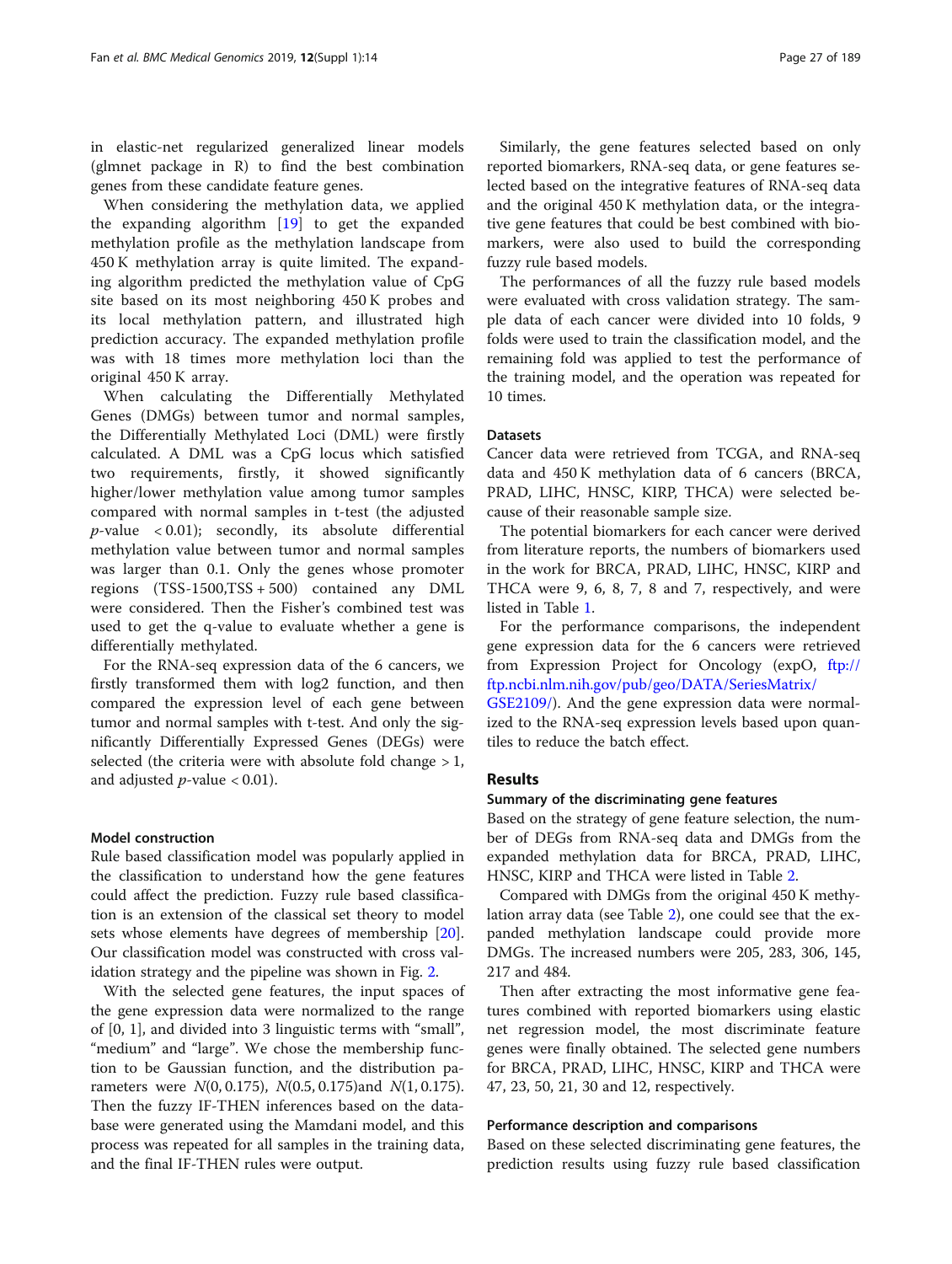in elastic-net regularized generalized linear models (glmnet package in R) to find the best combination genes from these candidate feature genes.

When considering the methylation data, we applied the expanding algorithm [19] to get the expanded methylation profile as the methylation landscape from 450 K methylation array is quite limited. The expanding algorithm predicted the methylation value of CpG site based on its most neighboring 450 K probes and its local methylation pattern, and illustrated high prediction accuracy. The expanded methylation profile was with 18 times more methylation loci than the original 450 K array.

When calculating the Differentially Methylated Genes (DMGs) between tumor and normal samples, the Differentially Methylated Loci (DML) were firstly calculated. A DML was a CpG locus which satisfied two requirements, firstly, it showed significantly higher/lower methylation value among tumor samples compared with normal samples in t-test (the adjusted $p$-value $< 0.01$); secondly, its absolute differential methylation value between tumor and normal samples was larger than 0.1. Only the genes whose promoter regions (TSS-1500,TSS + 500) contained any DML were considered. Then the Fisher's combined test was used to get the q-value to evaluate whether a gene is differentially methylated.

For the RNA-seq expression data of the 6 cancers, we firstly transformed them with log2 function, and then compared the expression level of each gene between tumor and normal samples with t-test. And only the significantly Differentially Expressed Genes (DEGs) were selected (the criteria were with absolute fold change > 1, and adjusted $p$-value $< 0.01$).

### Model construction

Rule based classification model was popularly applied in the classification to understand how the gene features could affect the prediction. Fuzzy rule based classification is an extension of the classical set theory to model sets whose elements have degrees of membership [20]. Our classification model was constructed with cross validation strategy and the pipeline was shown in Fig. 2.

With the selected gene features, the input spaces of the gene expression data were normalized to the range of [0, 1], and divided into 3 linguistic terms with "small", "medium" and "large". We chose the membership function to be Gaussian function, and the distribution parameters were $N(0, 0.175)$, $N(0.5, 0.175)$and $N(1, 0.175)$. Then the fuzzy IF-THEN inferences based on the database were generated using the Mamdani model, and this process was repeated for all samples in the training data, and the final IF-THEN rules were output.

Similarly, the gene features selected based on only reported biomarkers, RNA-seq data, or gene features selected based on the integrative features of RNA-seq data and the original 450 K methylation data, or the integrative gene features that could be best combined with biomarkers, were also used to build the corresponding fuzzy rule based models.

The performances of all the fuzzy rule based models were evaluated with cross validation strategy. The sample data of each cancer were divided into 10 folds, 9 folds were used to train the classification model, and the remaining fold was applied to test the performance of the training model, and the operation was repeated for 10 times.

### Datasets

Cancer data were retrieved from TCGA, and RNA-seq data and 450 K methylation data of 6 cancers (BRCA, PRAD, LIHC, HNSC, KIRP, THCA) were selected because of their reasonable sample size.

The potential biomarkers for each cancer were derived from literature reports, the numbers of biomarkers used in the work for BRCA, PRAD, LIHC, HNSC, KIRP and THCA were 9, 6, 8, 7, 8 and 7, respectively, and were listed in Table 1.

For the performance comparisons, the independent gene expression data for the 6 cancers were retrieved from Expression Project for Oncology (expO, ftp://ftp.ncbi.nlm.nih.gov/pub/geo/DATA/SeriesMatrix/GSE2109/). And the gene expression data were normalized to the RNA-seq expression levels based upon quantiles to reduce the batch effect.

## Results

### Summary of the discriminating gene features

Based on the strategy of gene feature selection, the number of DEGs from RNA-seq data and DMGs from the expanded methylation data for BRCA, PRAD, LIHC, HNSC, KIRP and THCA were listed in Table 2.

Compared with DMGs from the original 450 K methylation array data (see Table 2), one could see that the expanded methylation landscape could provide more DMGs. The increased numbers were 205, 283, 306, 145, 217 and 484.

Then after extracting the most informative gene features combined with reported biomarkers using elastic net regression model, the most discriminate feature genes were finally obtained. The selected gene numbers for BRCA, PRAD, LIHC, HNSC, KIRP and THCA were 47, 23, 50, 21, 30 and 12, respectively.

### Performance description and comparisons

Based on these selected discriminating gene features, the prediction results using fuzzy rule based classification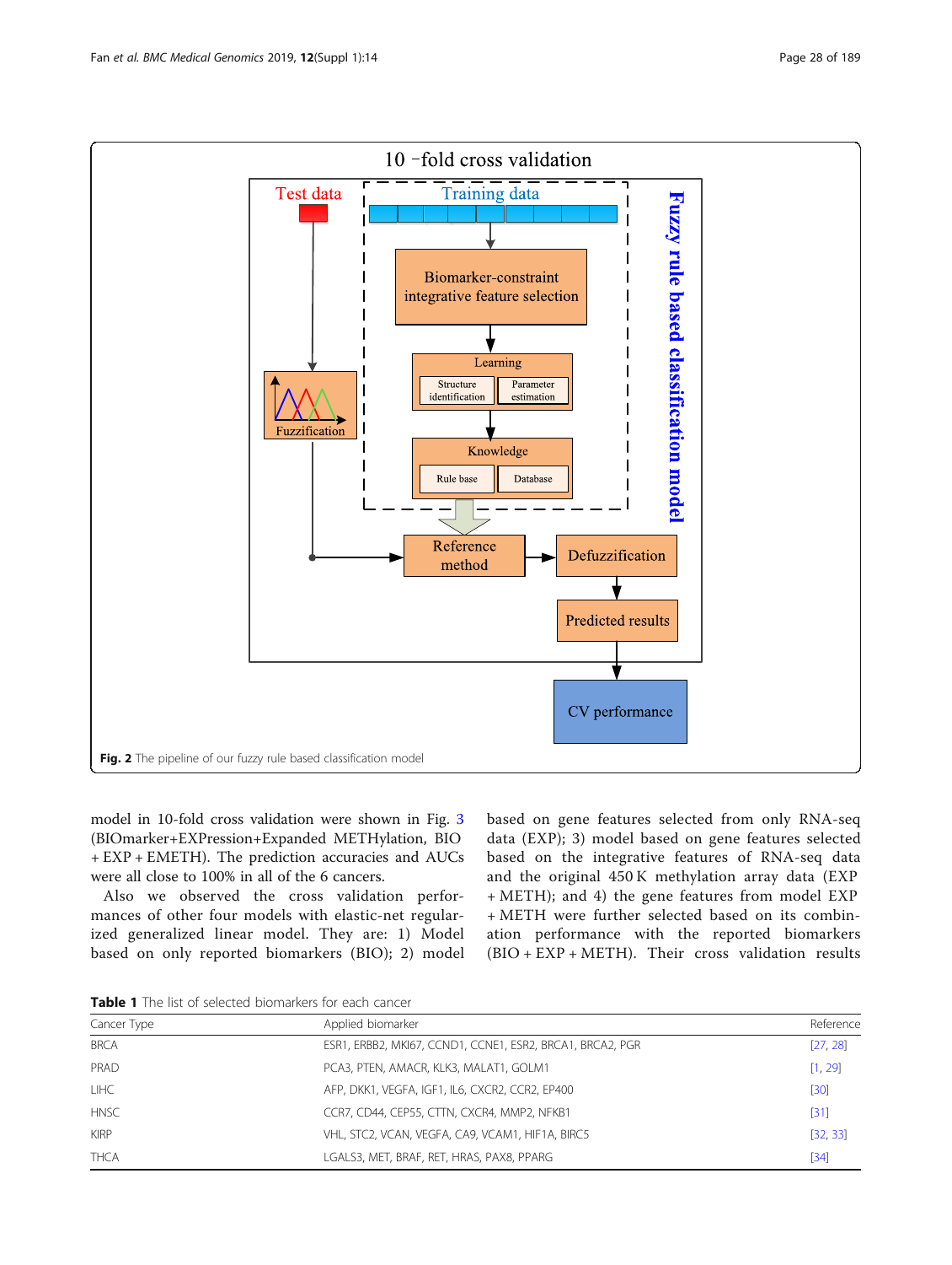Fig. 2 The pipeline of our fuzzy rule based classification model

model in 10-fold cross validation were shown in Fig. 3 (BIOmarker+EXPression+Expanded METHylation, BIO + EXP + EMETH). The prediction accuracies and AUCs were all close to 100% in all of the 6 cancers.

Also we observed the cross validation performances of other four models with elastic-net regularized generalized linear model. They are: 1) Model based on only reported biomarkers (BIO); 2) model based on gene features selected from only RNA-seq data (EXP); 3) model based on gene features selected based on the integrative features of RNA-seq data and the original 450 K methylation array data (EXP + METH); and 4) the gene features from model EXP + METH were further selected based on its combination performance with the reported biomarkers (BIO + EXP + METH). Their cross validation results

**Table 1** The list of selected biomarkers for each cancer

| Cancer Type | Applied biomarker | Reference |
| --- | --- | --- |
| BRCA | ESR1, ERBB2, MKI67, CCND1, CCNE1, ESR2, BRCA1, BRCA2, PGR | [27, 28] |
| PRAD | PCA3, PTEN, AMACR, KLK3, MALAT1, GOLM1 | [1, 29] |
| LIHC | AFP, DKK1, VEGFA, IGF1, IL6, CXCR2, CCR2, EP400 | [30] |
| HNSC | CCR7, CD44, CEP55, CTTN, CXCR4, MMP2, NFKB1 | [31] |
| KIRP | VHL, STC2, VCAN, VEGFA, CA9, VCAM1, HIF1A, BIRC5 | [32, 33] |
| THCA | LGALS3, MET, BRAF, RET, HRAS, PAX8, PPARG | [34] |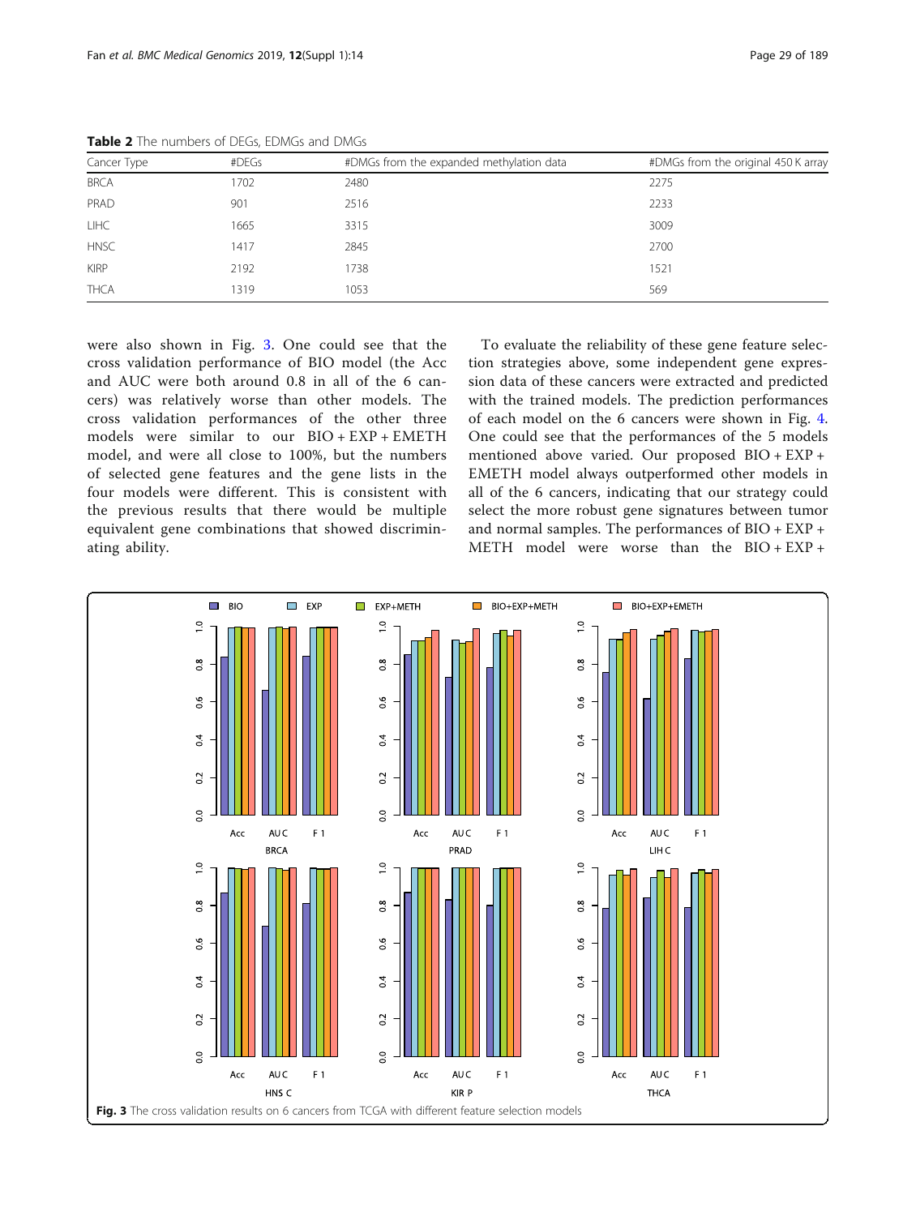**Table 2** The numbers of DEGs, EDMGs and DMGs

| Cancer Type | #DEGs | #DMGs from the expanded methylation data | #DMGs from the original 450 K array |
|---|---|---|---|
| BRCA | 1702 | 2480 | 2275 |
| PRAD | 901 | 2516 | 2233 |
| LIHC | 1665 | 3315 | 3009 |
| HNSC | 1417 | 2845 | 2700 |
| KIRP | 2192 | 1738 | 1521 |
| THCA | 1319 | 1053 | 569 |

were also shown in Fig. 3. One could see that the cross validation performance of BIO model (the Acc and AUC were both around 0.8 in all of the 6 cancers) was relatively worse than other models. The cross validation performances of the other three models were similar to our BIO + EXP + EMETH model, and were all close to 100%, but the numbers of selected gene features and the gene lists in the four models were different. This is consistent with the previous results that there would be multiple equivalent gene combinations that showed discriminating ability.

To evaluate the reliability of these gene feature selection strategies above, some independent gene expression data of these cancers were extracted and predicted with the trained models. The prediction performances of each model on the 6 cancers were shown in Fig. 4. One could see that the performances of the 5 models mentioned above varied. Our proposed BIO + EXP + EMETH model always outperformed other models in all of the 6 cancers, indicating that our strategy could select the more robust gene signatures between tumor and normal samples. The performances of BIO + EXP + METH model were worse than the BIO + EXP +

**Fig. 3** The cross validation results on 6 cancers from TCGA with different feature selection models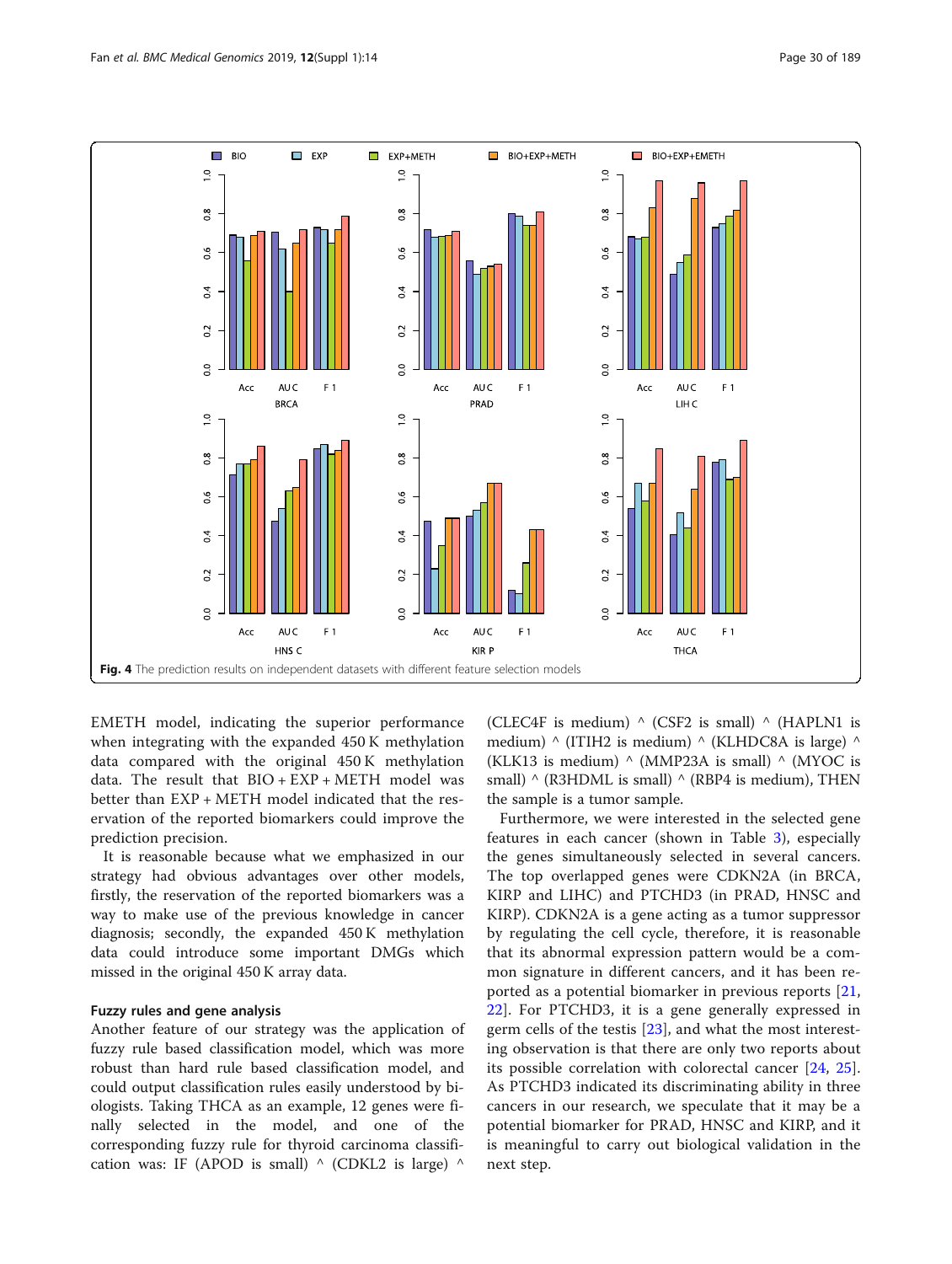Fig. 4 The prediction results on independent datasets with different feature selection models

EMETH model, indicating the superior performance when integrating with the expanded 450 K methylation data compared with the original 450 K methylation data. The result that BIO + EXP + METH model was better than EXP + METH model indicated that the reservation of the reported biomarkers could improve the prediction precision.

It is reasonable because what we emphasized in our strategy had obvious advantages over other models, firstly, the reservation of the reported biomarkers was a way to make use of the previous knowledge in cancer diagnosis; secondly, the expanded 450 K methylation data could introduce some important DMGs which missed in the original 450 K array data.

#### Fuzzy rules and gene analysis

Another feature of our strategy was the application of fuzzy rule based classification model, which was more robust than hard rule based classification model, and could output classification rules easily understood by biologists. Taking THCA as an example, 12 genes were finally selected in the model, and one of the corresponding fuzzy rule for thyroid carcinoma classification was: IF (APOD is small) ^ (CDKL2 is large) ^ (CLEC4F is medium) ^ (CSF2 is small) ^ (HAPLN1 is medium) ^ (ITIH2 is medium) ^ (KLHDC8A is large) ^ (KLK13 is medium) ^ (MMP23A is small) ^ (MYOC is small) ^ (R3HDML is small) ^ (RBP4 is medium), THEN the sample is a tumor sample.

Furthermore, we were interested in the selected gene features in each cancer (shown in Table 3), especially the genes simultaneously selected in several cancers. The top overlapped genes were CDKN2A (in BRCA, KIRP and LIHC) and PTCHD3 (in PRAD, HNSC and KIRP). CDKN2A is a gene acting as a tumor suppressor by regulating the cell cycle, therefore, it is reasonable that its abnormal expression pattern would be a common signature in different cancers, and it has been reported as a potential biomarker in previous reports [21, 22]. For PTCHD3, it is a gene generally expressed in germ cells of the testis [23], and what the most interesting observation is that there are only two reports about its possible correlation with colorectal cancer [24, 25]. As PTCHD3 indicated its discriminating ability in three cancers in our research, we speculate that it may be a potential biomarker for PRAD, HNSC and KIRP, and it is meaningful to carry out biological validation in the next step.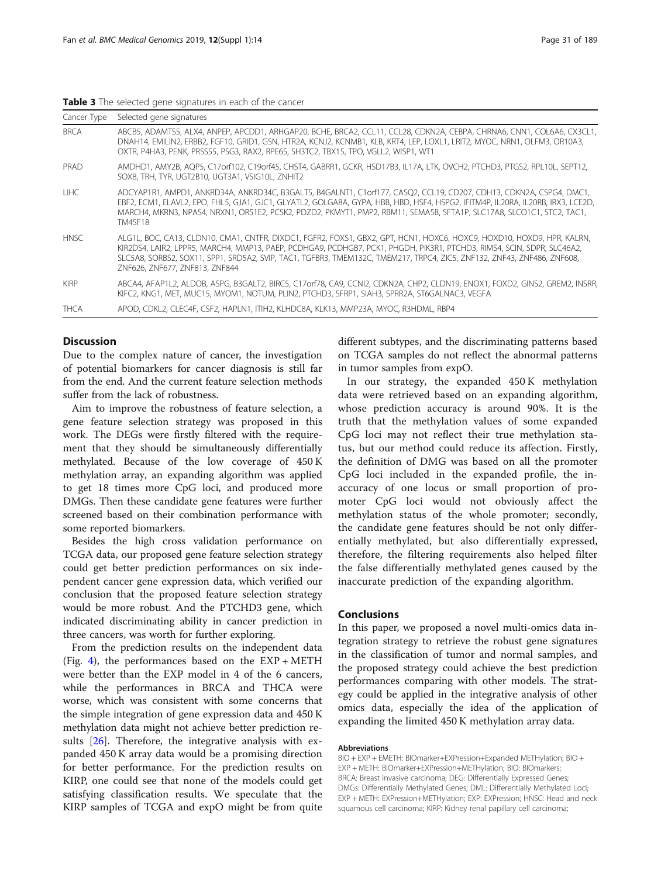**Table 3** The selected gene signatures in each of the cancer

| Cancer Type | Selected gene signatures |
| --- | --- |
| BRCA | ABCB5, ADAMTS5, ALX4, ANPEP, APCDD1, ARHGAP20, BCHE, BRCA2, CCL11, CCL28, CDKN2A, CEBPA, CHRNA6, CNN1, COL6A6, CX3CL1, DNAH14, EMILIN2, ERBB2, FGF10, GRID1, GSN, HTR2A, KCNJ2, KCNMB1, KLB, KRT4, LEP, LOXL1, LRIT2, MYOC, NRN1, OLFM3, OR10A3, OXTR, P4HA3, PENK, PRSS55, PSG3, RAX2, RPE65, SH3TC2, TBX15, TPO, VGLL2, WISP1, WT1 |
| PRAD | AMDHD1, AMY2B, AQP5, C17orf102, C19orf45, CHST4, GABRR1, GCKR, HSD17B3, IL17A, LTK, OVCH2, PTCHD3, PTGS2, RPL10L, SEPT12, SOX8, TRH, TYR, UGT2B10, UGT3A1, VSIG10L, ZNHIT2 |
| LIHC | ADCYAP1R1, AMPD1, ANKRD34A, ANKRD34C, B3GALT5, B4GALNT1, C1orf177, CASQ2, CCL19, CD207, CDH13, CDKN2A, CSPG4, DMC1, EBF2, ECM1, ELAVL2, EPO, FHL5, GJA1, GJC1, GLYATL2, GOLGA8A, GYPA, HBB, HBD, HSF4, HSPG2, IFITM4P, IL20RA, IL20RB, IRX3, LCE2D, MARCH4, MKRN3, NPAS4, NRXN1, OR51E2, PCSK2, PDZD2, PKMYT1, PMP2, RBM11, SEMA5B, SFTA1P, SLC17A8, SLCO1C1, STC2, TAC1, TM4SF18 |
| HNSC | ALG1L, BOC, CA13, CLDN10, CMA1, CNTFR, DIXDC1, FGFR2, FOXS1, GBX2, GPT, HCN1, HOXC6, HOXC9, HOXD10, HOXD9, HPR, KALRN, KIR2DS4, LAIR2, LPPR5, MARCH4, MMP13, PAEP, PCDHGA9, PCDHGB7, PCK1, PHGDH, PIK3R1, PTCHD3, RIMS4, SCIN, SDPR, SLC46A2, SLC5A8, SORBS2, SOX11, SPP1, SRD5A2, SVIP, TAC1, TGFBR3, TMEM132C, TMEM217, TRPC4, ZIC5, ZNF132, ZNF43, ZNF486, ZNF608, ZNF626, ZNF677, ZNF813, ZNF844 |
| KIRP | ABCA4, AFAP1L2, ALDOB, ASPG, B3GALT2, BIRC5, C17orf78, CA9, CCNI2, CDKN2A, CHP2, CLDN19, ENOX1, FOXD2, GINS2, GREM2, INSRR, KIFC2, KNG1, MET, MUC15, MYOM1, NOTUM, PLIN2, PTCHD3, SFRP1, SIAH3, SPRR2A, ST6GALNAC3, VEGFA |
| THCA | APOD, CDKL2, CLEC4F, CSF2, HAPLN1, ITIH2, KLHDC8A, KLK13, MMP23A, MYOC, R3HDML, RBP4 |

## Discussion

Due to the complex nature of cancer, the investigation of potential biomarkers for cancer diagnosis is still far from the end. And the current feature selection methods suffer from the lack of robustness.

Aim to improve the robustness of feature selection, a gene feature selection strategy was proposed in this work. The DEGs were firstly filtered with the requirement that they should be simultaneously differentially methylated. Because of the low coverage of 450 K methylation array, an expanding algorithm was applied to get 18 times more CpG loci, and produced more DMGs. Then these candidate gene features were further screened based on their combination performance with some reported biomarkers.

Besides the high cross validation performance on TCGA data, our proposed gene feature selection strategy could get better prediction performances on six independent cancer gene expression data, which verified our conclusion that the proposed feature selection strategy would be more robust. And the PTCHD3 gene, which indicated discriminating ability in cancer prediction in three cancers, was worth for further exploring.

From the prediction results on the independent data (Fig. 4), the performances based on the EXP + METH were better than the EXP model in 4 of the 6 cancers, while the performances in BRCA and THCA were worse, which was consistent with some concerns that the simple integration of gene expression data and 450 K methylation data might not achieve better prediction results [26]. Therefore, the integrative analysis with expanded 450 K array data would be a promising direction for better performance. For the prediction results on KIRP, one could see that none of the models could get satisfying classification results. We speculate that the KIRP samples of TCGA and expO might be from quite different subtypes, and the discriminating patterns based on TCGA samples do not reflect the abnormal patterns in tumor samples from expO.

In our strategy, the expanded 450 K methylation data were retrieved based on an expanding algorithm, whose prediction accuracy is around 90%. It is the truth that the methylation values of some expanded CpG loci may not reflect their true methylation status, but our method could reduce its affection. Firstly, the definition of DMG was based on all the promoter CpG loci included in the expanded profile, the inaccuracy of one locus or small proportion of promoter CpG loci would not obviously affect the methylation status of the whole promoter; secondly, the candidate gene features should be not only differentially methylated, but also differentially expressed, therefore, the filtering requirements also helped filter the false differentially methylated genes caused by the inaccurate prediction of the expanding algorithm.

## Conclusions

In this paper, we proposed a novel multi-omics data integration strategy to retrieve the robust gene signatures in the classification of tumor and normal samples, and the proposed strategy could achieve the best prediction performances comparing with other models. The strategy could be applied in the integrative analysis of other omics data, especially the idea of the application of expanding the limited 450 K methylation array data.

#### Abbreviations

BIO + EXP + EMETH: BIOmarker+EXPression+Expanded METHylation; BIO + EXP + METH: BIOmarker+EXPression+METHylation; BIO: BIOmarkers; BRCA: Breast invasive carcinoma; DEG: Differentially Expressed Genes; DMGs: Differentially Methylated Genes; DML: Differentially Methylated Loci; EXP + METH: EXPression+METHylation; EXP: EXPression; HNSC: Head and neck squamous cell carcinoma; KIRP: Kidney renal papillary cell carcinoma;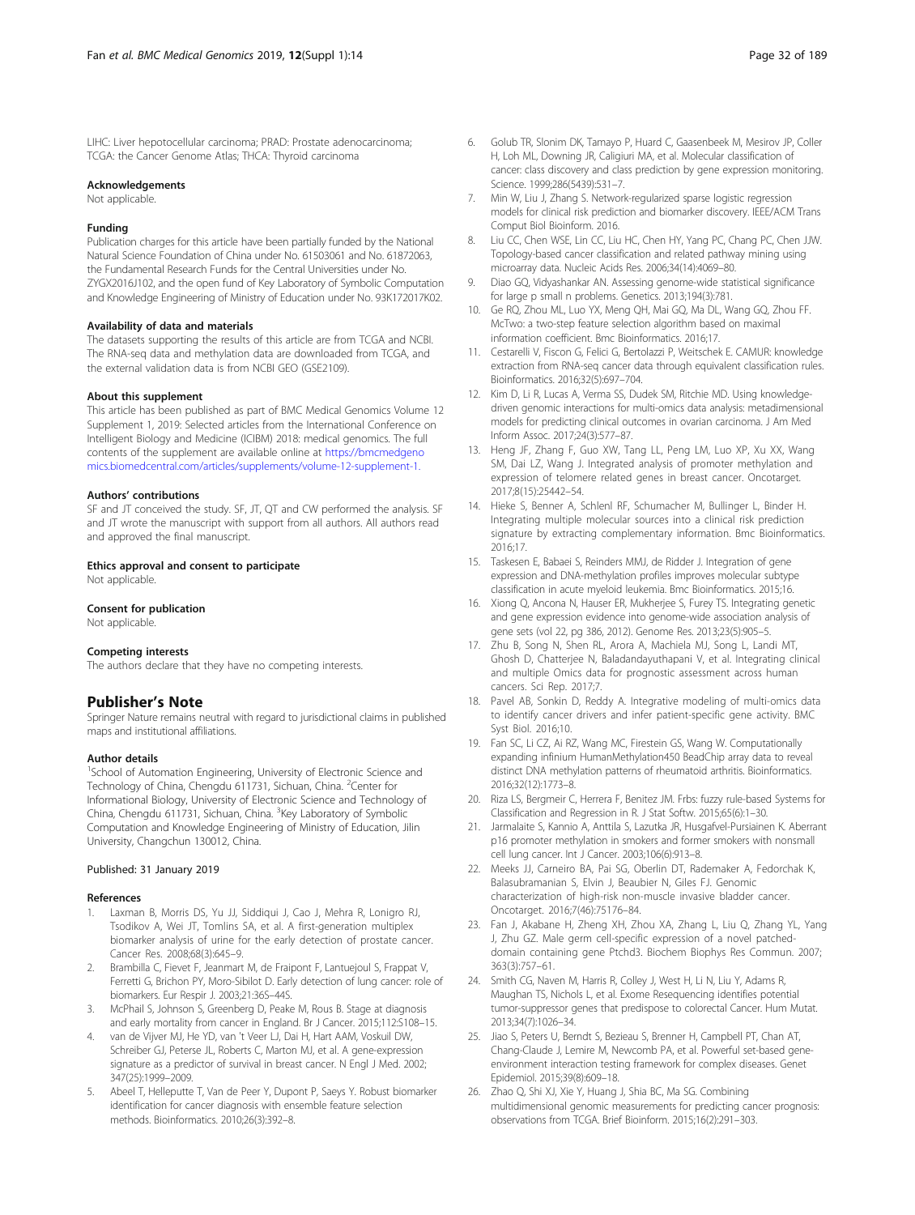LIHC: Liver hepotocellular carcinoma; PRAD: Prostate adenocarcinoma; TCGA: the Cancer Genome Atlas; THCA: Thyroid carcinoma

#### Acknowledgements

Not applicable.

#### Funding

Publication charges for this article have been partially funded by the National Natural Science Foundation of China under No. 61503061 and No. 61872063, the Fundamental Research Funds for the Central Universities under No. ZYGX2016J102, and the open fund of Key Laboratory of Symbolic Computation and Knowledge Engineering of Ministry of Education under No. 93K172017K02.

#### Availability of data and materials

The datasets supporting the results of this article are from TCGA and NCBI. The RNA-seq data and methylation data are downloaded from TCGA, and the external validation data is from NCBI GEO (GSE2109).

#### About this supplement

This article has been published as part of BMC Medical Genomics Volume 12 Supplement 1, 2019: Selected articles from the International Conference on Intelligent Biology and Medicine (ICIBM) 2018: medical genomics. The full contents of the supplement are available online at https://bmcmedgenomics.biomedcentral.com/articles/supplements/volume-12-supplement-1.

#### Authors' contributions

SF and JT conceived the study. SF, JT, QT and CW performed the analysis. SF and JT wrote the manuscript with support from all authors. All authors read and approved the final manuscript.

#### Ethics approval and consent to participate

Not applicable.

#### Consent for publication

Not applicable.

#### Competing interests

The authors declare that they have no competing interests.

## Publisher's Note

Springer Nature remains neutral with regard to jurisdictional claims in published maps and institutional affiliations.

#### Author details

[1]School of Automation Engineering, University of Electronic Science and Technology of China, Chengdu 611731, Sichuan, China. [2]Center for Informational Biology, University of Electronic Science and Technology of China, Chengdu 611731, Sichuan, China. [3]Key Laboratory of Symbolic Computation and Knowledge Engineering of Ministry of Education, Jilin University, Changchun 130012, China.

Published: 31 January 2019

#### References

1. Laxman B, Morris DS, Yu JJ, Siddiqui J, Cao J, Mehra R, Lonigro RJ, Tsodikov A, Wei JT, Tomlins SA, et al. A first-generation multiplex biomarker analysis of urine for the early detection of prostate cancer. Cancer Res. 2008;68(3):645–9.
2. Brambilla C, Fievet F, Jeanmart M, de Fraipont F, Lantuejoul S, Frappat V, Ferretti G, Brichon PY, Moro-Sibilot D. Early detection of lung cancer: role of biomarkers. Eur Respir J. 2003;21:36S–44S.
3. McPhail S, Johnson S, Greenberg D, Peake M, Rous B. Stage at diagnosis and early mortality from cancer in England. Br J Cancer. 2015;112:S108–15.
4. van de Vijver MJ, He YD, van 't Veer LJ, Dai H, Hart AAM, Voskuil DW, Schreiber GJ, Peterse JL, Roberts C, Marton MJ, et al. A gene-expression signature as a predictor of survival in breast cancer. N Engl J Med. 2002; 347(25):1999–2009.
5. Abeel T, Helleputte T, Van de Peer Y, Dupont P, Saeys Y. Robust biomarker identification for cancer diagnosis with ensemble feature selection methods. Bioinformatics. 2010;26(3):392–8.
6. Golub TR, Slonim DK, Tamayo P, Huard C, Gaasenbeek M, Mesirov JP, Coller H, Loh ML, Downing JR, Caligiuri MA, et al. Molecular classification of cancer: class discovery and class prediction by gene expression monitoring. Science. 1999;286(5439):531–7.
7. Min W, Liu J, Zhang S. Network-regularized sparse logistic regression models for clinical risk prediction and biomarker discovery. IEEE/ACM Trans Comput Biol Bioinform. 2016.
8. Liu CC, Chen WSE, Lin CC, Liu HC, Chen HY, Yang PC, Chang PC, Chen JJW. Topology-based cancer classification and related pathway mining using microarray data. Nucleic Acids Res. 2006;34(14):4069–80.
9. Diao GQ, Vidyashankar AN. Assessing genome-wide statistical significance for large p small n problems. Genetics. 2013;194(3):781.
10. Ge RQ, Zhou ML, Luo YX, Meng QH, Mai GQ, Ma DL, Wang GQ, Zhou FF. McTwo: a two-step feature selection algorithm based on maximal information coefficient. Bmc Bioinformatics. 2016;17.
11. Cestarelli V, Fiscon G, Felici G, Bertolazzi P, Weitschek E. CAMUR: knowledge extraction from RNA-seq cancer data through equivalent classification rules. Bioinformatics. 2016;32(5):697–704.
12. Kim D, Li R, Lucas A, Verma SS, Dudek SM, Ritchie MD. Using knowledge-driven genomic interactions for multi-omics data analysis: metadimensional models for predicting clinical outcomes in ovarian carcinoma. J Am Med Inform Assoc. 2017;24(3):577–87.
13. Heng JF, Zhang F, Guo XW, Tang LL, Peng LM, Luo XP, Xu XX, Wang SM, Dai LZ, Wang J. Integrated analysis of promoter methylation and expression of telomere related genes in breast cancer. Oncotarget. 2017;8(15):25442–54.
14. Hieke S, Benner A, Schlenl RF, Schumacher M, Bullinger L, Binder H. Integrating multiple molecular sources into a clinical risk prediction signature by extracting complementary information. Bmc Bioinformatics. 2016;17.
15. Taskesen E, Babaei S, Reinders MMJ, de Ridder J. Integration of gene expression and DNA-methylation profiles improves molecular subtype classification in acute myeloid leukemia. Bmc Bioinformatics. 2015;16.
16. Xiong Q, Ancona N, Hauser ER, Mukherjee S, Furey TS. Integrating genetic and gene expression evidence into genome-wide association analysis of gene sets (vol 22, pg 386, 2012). Genome Res. 2013;23(5):905–5.
17. Zhu B, Song N, Shen RL, Arora A, Machiela MJ, Song L, Landi MT, Ghosh D, Chatterjee N, Baladandayuthapani V, et al. Integrating clinical and multiple Omics data for prognostic assessment across human cancers. Sci Rep. 2017;7.
18. Pavel AB, Sonkin D, Reddy A. Integrative modeling of multi-omics data to identify cancer drivers and infer patient-specific gene activity. BMC Syst Biol. 2016;10.
19. Fan SC, Li CZ, Ai RZ, Wang MC, Firestein GS, Wang W. Computationally expanding infinium HumanMethylation450 BeadChip array data to reveal distinct DNA methylation patterns of rheumatoid arthritis. Bioinformatics. 2016;32(12):1773–8.
20. Riza LS, Bergmeir C, Herrera F, Benitez JM. Frbs: fuzzy rule-based Systems for Classification and Regression in R. J Stat Softw. 2015;65(6):1–30.
21. Jarmalaite S, Kannio A, Anttila S, Lazutka JR, Husgafvel-Pursiainen K. Aberrant p16 promoter methylation in smokers and former smokers with nonsmall cell lung cancer. Int J Cancer. 2003;106(6):913–8.
22. Meeks JJ, Carneiro BA, Pai SG, Oberlin DT, Rademaker A, Fedorchak K, Balasubramanian S, Elvin J, Beaubier N, Giles FJ. Genomic characterization of high-risk non-muscle invasive bladder cancer. Oncotarget. 2016;7(46):75176–84.
23. Fan J, Akabane H, Zheng XH, Zhou XA, Zhang L, Liu Q, Zhang YL, Yang J, Zhu GZ. Male germ cell-specific expression of a novel patched-domain containing gene Ptchd3. Biochem Biophys Res Commun. 2007; 363(3):757–61.
24. Smith CG, Naven M, Harris R, Colley J, West H, Li N, Liu Y, Adams R, Maughan TS, Nichols L, et al. Exome Resequencing identifies potential tumor-suppressor genes that predispose to colorectal Cancer. Hum Mutat. 2013;34(7):1026–34.
25. Jiao S, Peters U, Berndt S, Bezieau S, Brenner H, Campbell PT, Chan AT, Chang-Claude J, Lemire M, Newcomb PA, et al. Powerful set-based gene-environment interaction testing framework for complex diseases. Genet Epidemiol. 2015;39(8):609–18.
26. Zhao Q, Shi XJ, Xie Y, Huang J, Shia BC, Ma SG. Combining multidimensional genomic measurements for predicting cancer prognosis: observations from TCGA. Brief Bioinform. 2015;16(2):291–303.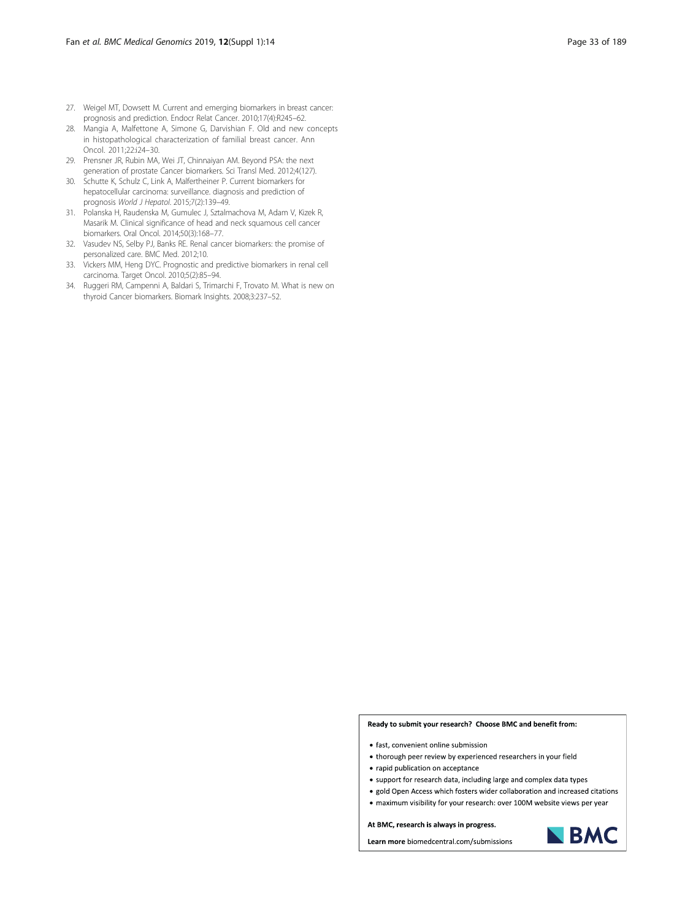27. Weigel MT, Dowsett M. Current and emerging biomarkers in breast cancer: prognosis and prediction. Endocr Relat Cancer. 2010;17(4):R245–62.
28. Mangia A, Malfettone A, Simone G, Darvishian F. Old and new concepts in histopathological characterization of familial breast cancer. Ann Oncol. 2011;22:i24–30.
29. Prensner JR, Rubin MA, Wei JT, Chinnaiyan AM. Beyond PSA: the next generation of prostate Cancer biomarkers. Sci Transl Med. 2012;4(127).
30. Schutte K, Schulz C, Link A, Malfertheiner P. Current biomarkers for hepatocellular carcinoma: surveillance. diagnosis and prediction of prognosis *World J Hepatol*. 2015;7(2):139–49.
31. Polanska H, Raudenska M, Gumulec J, Sztalmachova M, Adam V, Kizek R, Masarik M. Clinical significance of head and neck squamous cell cancer biomarkers. Oral Oncol. 2014;50(3):168–77.
32. Vasudev NS, Selby PJ, Banks RE. Renal cancer biomarkers: the promise of personalized care. BMC Med. 2012;10.
33. Vickers MM, Heng DYC. Prognostic and predictive biomarkers in renal cell carcinoma. Target Oncol. 2010;5(2):85–94.
34. Ruggeri RM, Campenni A, Baldari S, Trimarchi F, Trovato M. What is new on thyroid Cancer biomarkers. Biomark Insights. 2008;3:237–52.

**Ready to submit your research? Choose BMC and benefit from:**

- fast, convenient online submission
- thorough peer review by experienced researchers in your field
- rapid publication on acceptance
- support for research data, including large and complex data types
- gold Open Access which fosters wider collaboration and increased citations
- maximum visibility for your research: over 100M website views per year

**At BMC, research is always in progress.**

**Learn more** biomedcentral.com/submissions

BMC